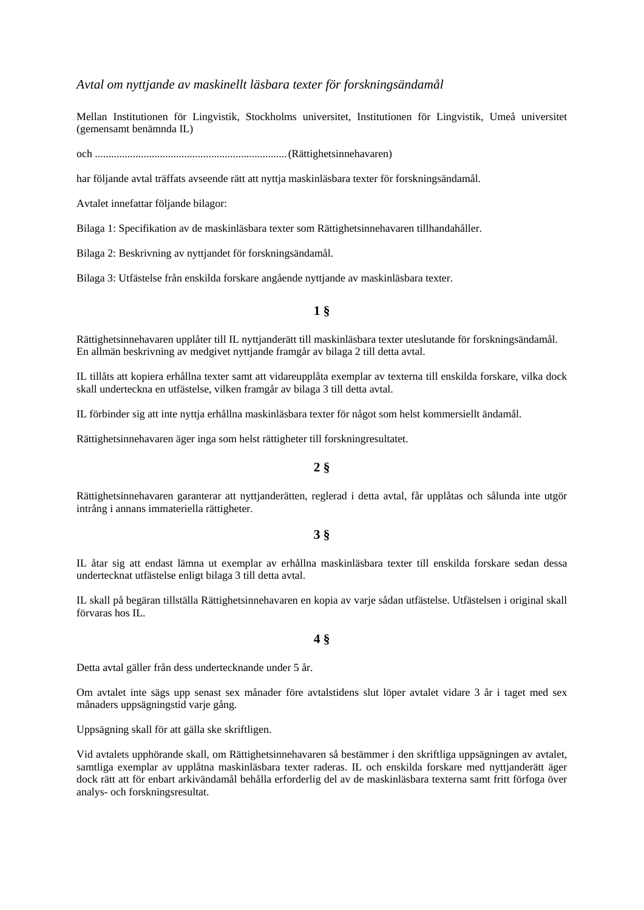*Avtal om nyttjande av maskinellt läsbara texter för forskningsändamål*

Mellan Institutionen för Lingvistik, Stockholms universitet, Institutionen för Lingvistik, Umeå universitet (gemensamt benämnda IL)

och ......................................................................(Rättighetsinnehavaren)

har följande avtal träffats avseende rätt att nyttja maskinläsbara texter för forskningsändamål.

Avtalet innefattar följande bilagor:

Bilaga 1: Specifikation av de maskinläsbara texter som Rättighetsinnehavaren tillhandahåller.

Bilaga 2: Beskrivning av nyttjandet för forskningsändamål.

Bilaga 3: Utfästelse från enskilda forskare angående nyttjande av maskinläsbara texter.

**1 §**

Rättighetsinnehavaren upplåter till IL nyttjanderätt till maskinläsbara texter uteslutande för forskningsändamål. En allmän beskrivning av medgivet nyttjande framgår av bilaga 2 till detta avtal.

IL tillåts att kopiera erhållna texter samt att vidareupplåta exemplar av texterna till enskilda forskare, vilka dock skall underteckna en utfästelse, vilken framgår av bilaga 3 till detta avtal.

IL förbinder sig att inte nyttja erhållna maskinläsbara texter för något som helst kommersiellt ändamål.

Rättighetsinnehavaren äger inga som helst rättigheter till forskningresultatet.

**2 §**

Rättighetsinnehavaren garanterar att nyttjanderätten, reglerad i detta avtal, får upplåtas och sålunda inte utgör intrång i annans immateriella rättigheter.

**3 §**

IL åtar sig att endast lämna ut exemplar av erhållna maskinläsbara texter till enskilda forskare sedan dessa undertecknat utfästelse enligt bilaga 3 till detta avtal.

IL skall på begäran tillställa Rättighetsinnehavaren en kopia av varje sådan utfästelse. Utfästelsen i original skall förvaras hos IL.

**4 §**

Detta avtal gäller från dess undertecknande under 5 år.

Om avtalet inte sägs upp senast sex månader före avtalstidens slut löper avtalet vidare 3 år i taget med sex månaders uppsägningstid varje gång.

Uppsägning skall för att gälla ske skriftligen.

Vid avtalets upphörande skall, om Rättighetsinnehavaren så bestämmer i den skriftliga uppsägningen av avtalet, samtliga exemplar av upplåtna maskinläsbara texter raderas. IL och enskilda forskare med nyttjanderätt äger dock rätt att för enbart arkivändamål behålla erforderlig del av de maskinläsbara texterna samt fritt förfoga över analys- och forskningsresultat.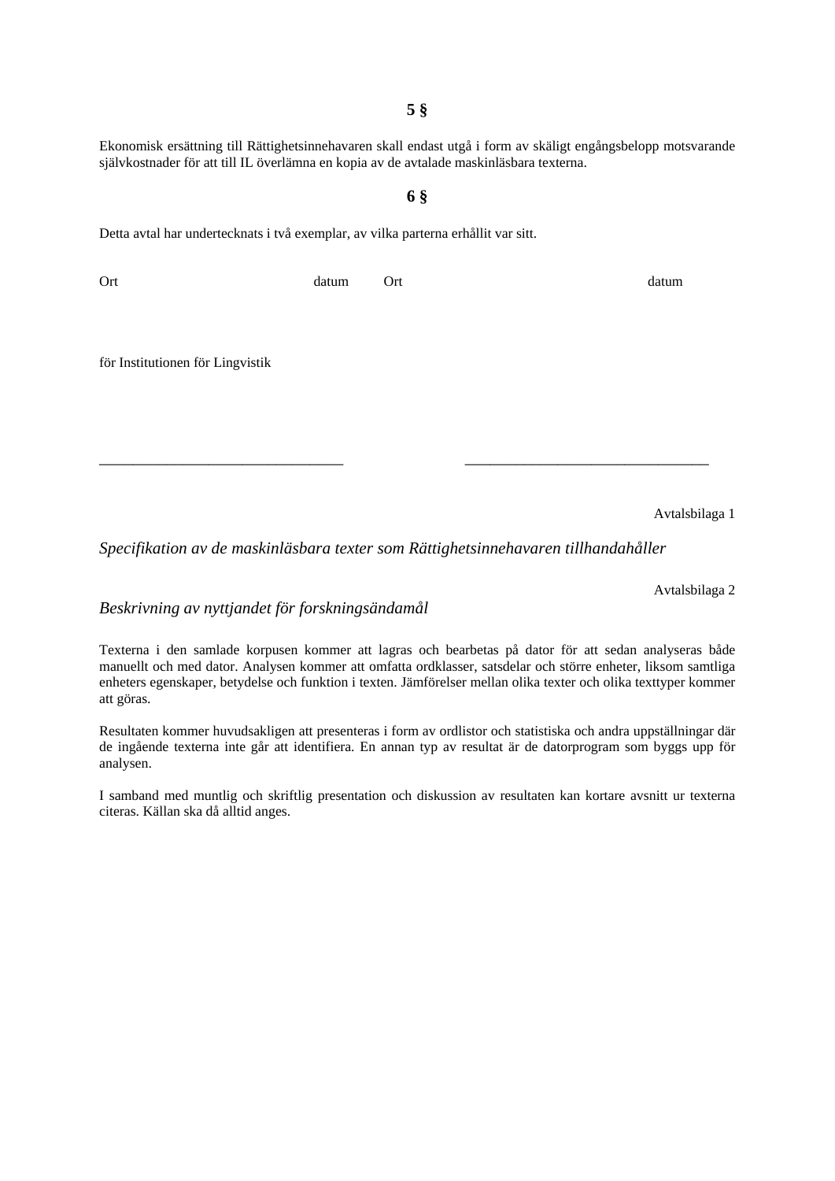**5 §**

Ekonomisk ersättning till Rättighetsinnehavaren skall endast utgå i form av skäligt engångsbelopp motsvarande självkostnader för att till IL överlämna en kopia av de avtalade maskinläsbara texterna.

**6 §**

Detta avtal har undertecknats i två exemplar, av vilka parterna erhållit var sitt.

Ort datum Ort datum

för Institutionen för Lingvistik

_________________________________ _________________________________

Avtalsbilaga 1

*Specifikation av de maskinläsbara texter som Rättighetsinnehavaren tillhandahåller*

Avtalsbilaga 2

*Beskrivning av nyttjandet för forskningsändamål*

Texterna i den samlade korpusen kommer att lagras och bearbetas på dator för att sedan analyseras både manuellt och med dator. Analysen kommer att omfatta ordklasser, satsdelar och större enheter, liksom samtliga enheters egenskaper, betydelse och funktion i texten. Jämförelser mellan olika texter och olika texttyper kommer att göras.

Resultaten kommer huvudsakligen att presenteras i form av ordlistor och statistiska och andra uppställningar där de ingående texterna inte går att identifiera. En annan typ av resultat är de datorprogram som byggs upp för analysen.

I samband med muntlig och skriftlig presentation och diskussion av resultaten kan kortare avsnitt ur texterna citeras. Källan ska då alltid anges.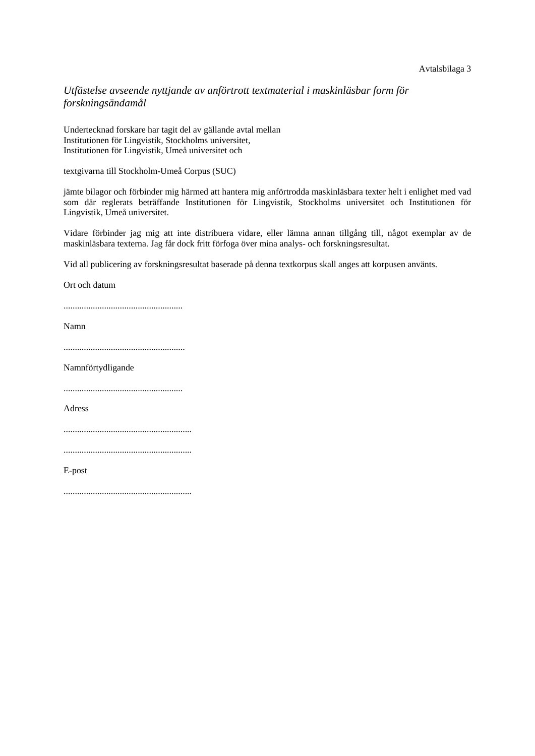Avtalsbilaga 3

*Utfästelse avseende nyttjande av anförtrott textmaterial i maskinläsbar form för forskningsändamål*

Undertecknad forskare har tagit del av gällande avtal mellan
Institutionen för Lingvistik, Stockholms universitet,
Institutionen för Lingvistik, Umeå universitet och

textgivarna till Stockholm-Umeå Corpus (SUC)

jämte bilagor och förbinder mig härmed att hantera mig anförtrodda maskinläsbara texter helt i enlighet med vad som där reglerats beträffande Institutionen för Lingvistik, Stockholms universitet och Institutionen för Lingvistik, Umeå universitet.

Vidare förbinder jag mig att inte distribuera vidare, eller lämna annan tillgång till, något exemplar av de maskinläsbara texterna. Jag får dock fritt förfoga över mina analys- och forskningsresultat.

Vid all publicering av forskningsresultat baserade på denna textkorpus skall anges att korpusen använts.

Ort och datum

....................................................

Namn

.....................................................

Namnförtydligande

....................................................

Adress

........................................................

........................................................

E-post

........................................................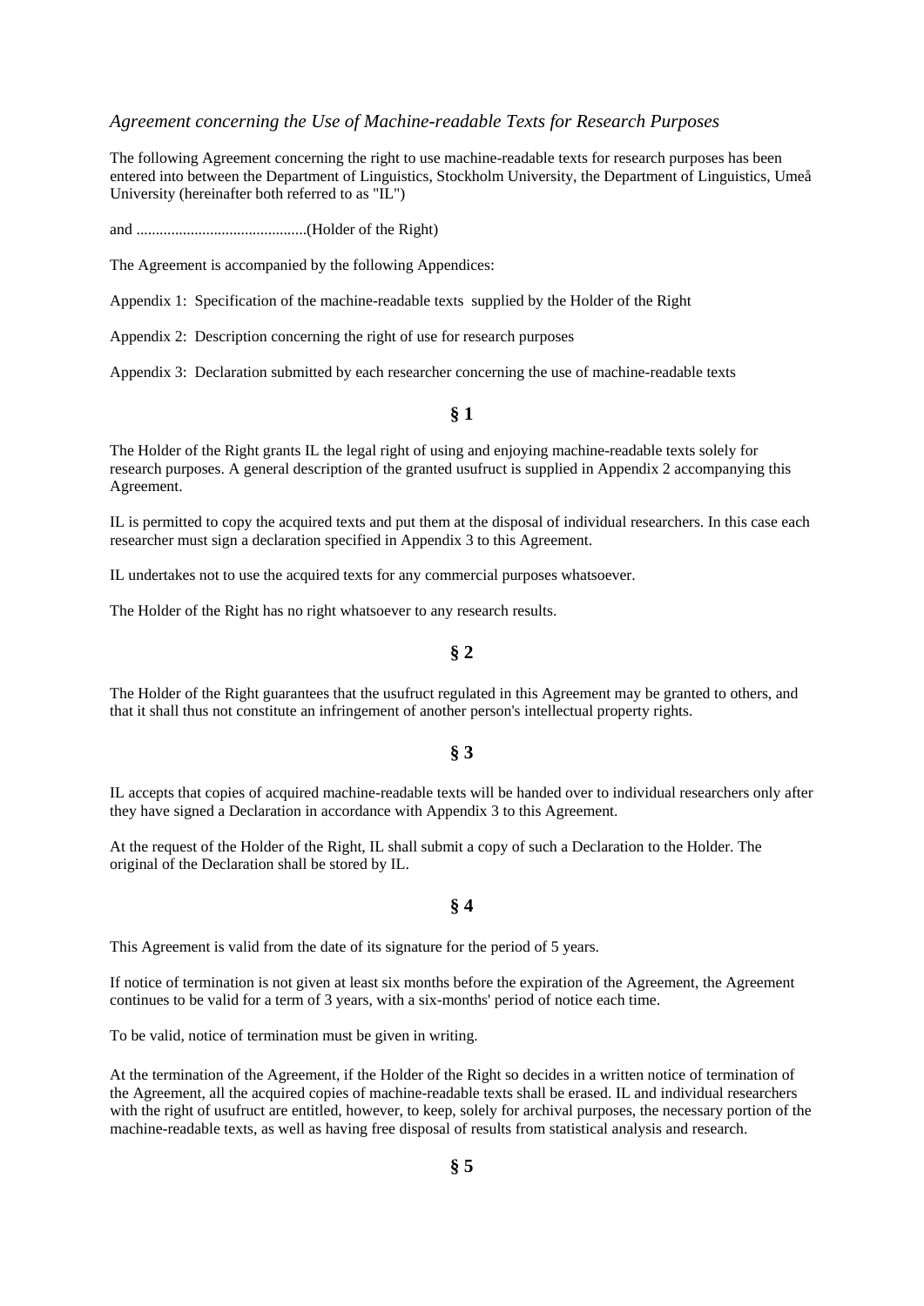*Agreement concerning the Use of Machine-readable Texts for Research Purposes*

The following Agreement concerning the right to use machine-readable texts for research purposes has been entered into between the Department of Linguistics, Stockholm University, the Department of Linguistics, Umeå University (hereinafter both referred to as "IL")

and ............................................(Holder of the Right)

The Agreement is accompanied by the following Appendices:

Appendix 1: Specification of the machine-readable texts supplied by the Holder of the Right

Appendix 2: Description concerning the right of use for research purposes

Appendix 3: Declaration submitted by each researcher concerning the use of machine-readable texts

**§ 1**

The Holder of the Right grants IL the legal right of using and enjoying machine-readable texts solely for research purposes. A general description of the granted usufruct is supplied in Appendix 2 accompanying this Agreement.

IL is permitted to copy the acquired texts and put them at the disposal of individual researchers. In this case each researcher must sign a declaration specified in Appendix 3 to this Agreement.

IL undertakes not to use the acquired texts for any commercial purposes whatsoever.

The Holder of the Right has no right whatsoever to any research results.

**§ 2**

The Holder of the Right guarantees that the usufruct regulated in this Agreement may be granted to others, and that it shall thus not constitute an infringement of another person's intellectual property rights.

**§ 3**

IL accepts that copies of acquired machine-readable texts will be handed over to individual researchers only after they have signed a Declaration in accordance with Appendix 3 to this Agreement.

At the request of the Holder of the Right, IL shall submit a copy of such a Declaration to the Holder. The original of the Declaration shall be stored by IL.

**§ 4**

This Agreement is valid from the date of its signature for the period of 5 years.

If notice of termination is not given at least six months before the expiration of the Agreement, the Agreement continues to be valid for a term of 3 years, with a six-months' period of notice each time.

To be valid, notice of termination must be given in writing.

At the termination of the Agreement, if the Holder of the Right so decides in a written notice of termination of the Agreement, all the acquired copies of machine-readable texts shall be erased. IL and individual researchers with the right of usufruct are entitled, however, to keep, solely for archival purposes, the necessary portion of the machine-readable texts, as well as having free disposal of results from statistical analysis and research.

**§ 5**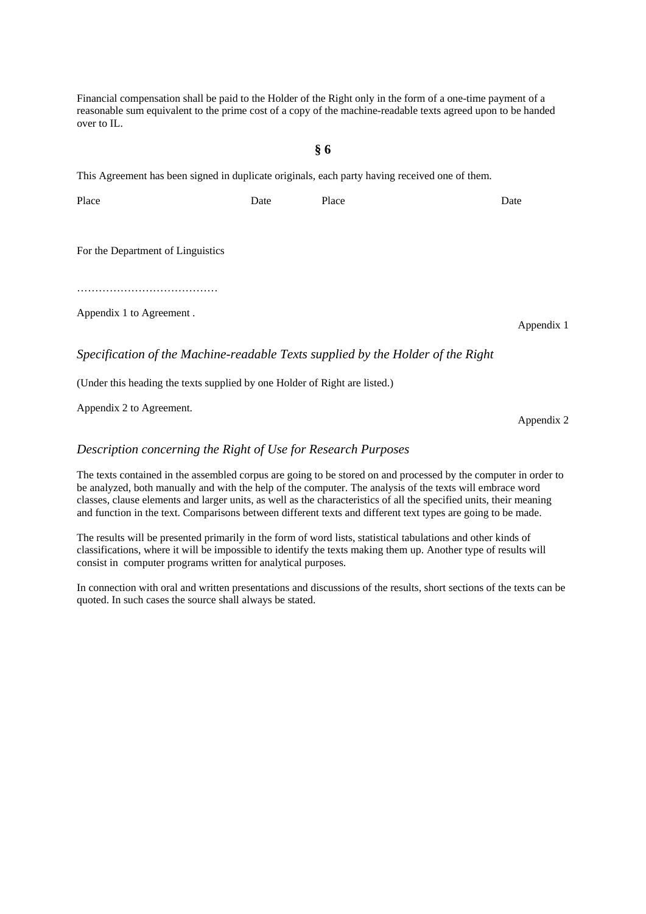Financial compensation shall be paid to the Holder of the Right only in the form of a one-time payment of a reasonable sum equivalent to the prime cost of a copy of the machine-readable texts agreed upon to be handed over to IL.

**§ 6**

This Agreement has been signed in duplicate originals, each party having received one of them.

| Place | Date | Place | Date |
|---|---|---|---|

For the Department of Linguistics

…………………………………

Appendix 1 to Agreement .

Appendix 1

*Specification of the Machine-readable Texts supplied by the Holder of the Right*

(Under this heading the texts supplied by one Holder of Right are listed.)

Appendix 2 to Agreement.

Appendix 2

*Description concerning the Right of Use for Research Purposes*

The texts contained in the assembled corpus are going to be stored on and processed by the computer in order to be analyzed, both manually and with the help of the computer. The analysis of the texts will embrace word classes, clause elements and larger units, as well as the characteristics of all the specified units, their meaning and function in the text. Comparisons between different texts and different text types are going to be made.

The results will be presented primarily in the form of word lists, statistical tabulations and other kinds of classifications, where it will be impossible to identify the texts making them up. Another type of results will consist in computer programs written for analytical purposes.

In connection with oral and written presentations and discussions of the results, short sections of the texts can be quoted. In such cases the source shall always be stated.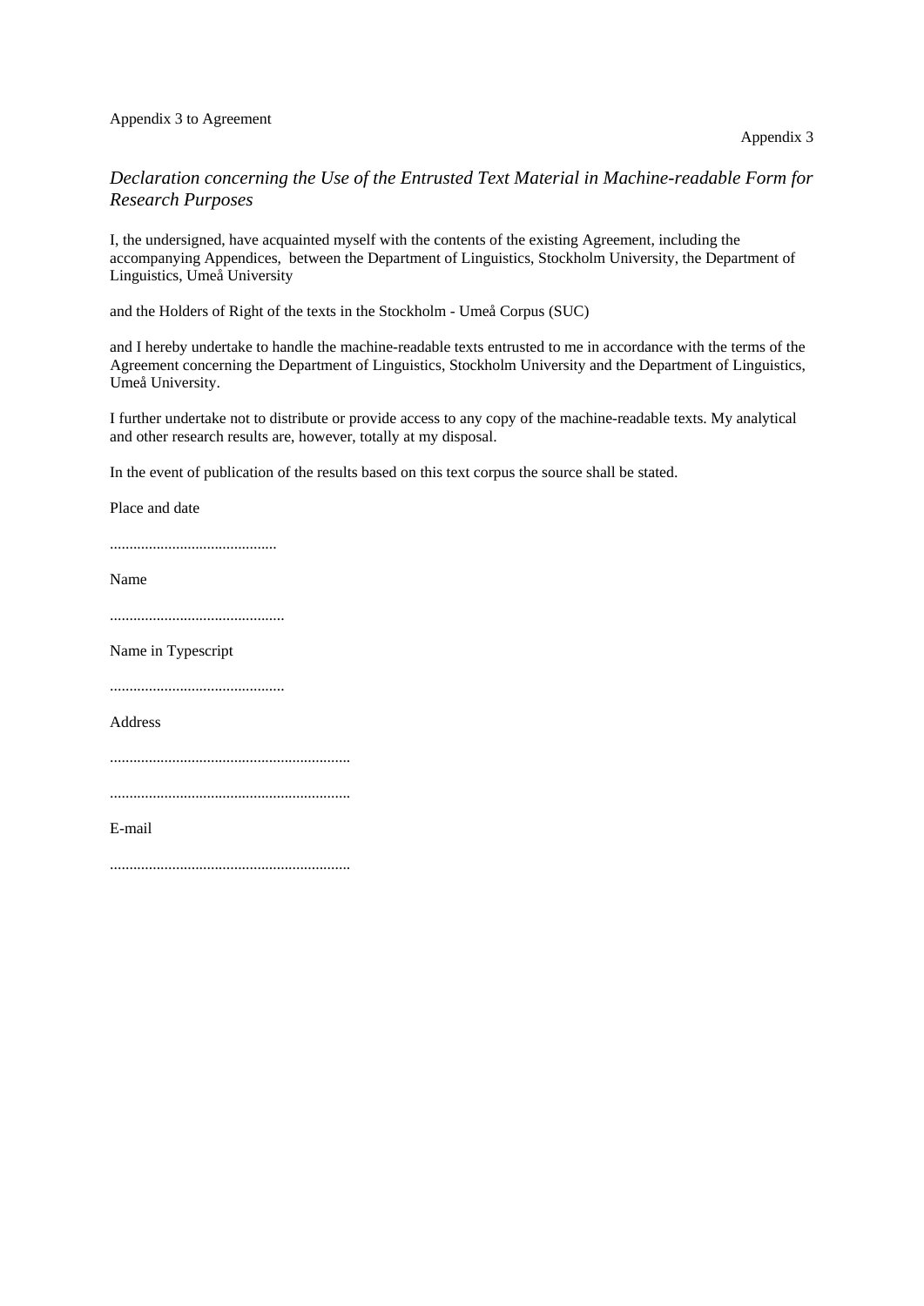Appendix 3 to Agreement

Appendix 3

*Declaration concerning the Use of the Entrusted Text Material in Machine-readable Form for Research Purposes*

I, the undersigned, have acquainted myself with the contents of the existing Agreement, including the accompanying Appendices, between the Department of Linguistics, Stockholm University, the Department of Linguistics, Umeå University

and the Holders of Right of the texts in the Stockholm - Umeå Corpus (SUC)

and I hereby undertake to handle the machine-readable texts entrusted to me in accordance with the terms of the Agreement concerning the Department of Linguistics, Stockholm University and the Department of Linguistics, Umeå University.

I further undertake not to distribute or provide access to any copy of the machine-readable texts. My analytical and other research results are, however, totally at my disposal.

In the event of publication of the results based on this text corpus the source shall be stated.

Place and date

...........................................

Name

.............................................

Name in Typescript

.............................................

Address

.............................................................

.............................................................

E-mail

.............................................................